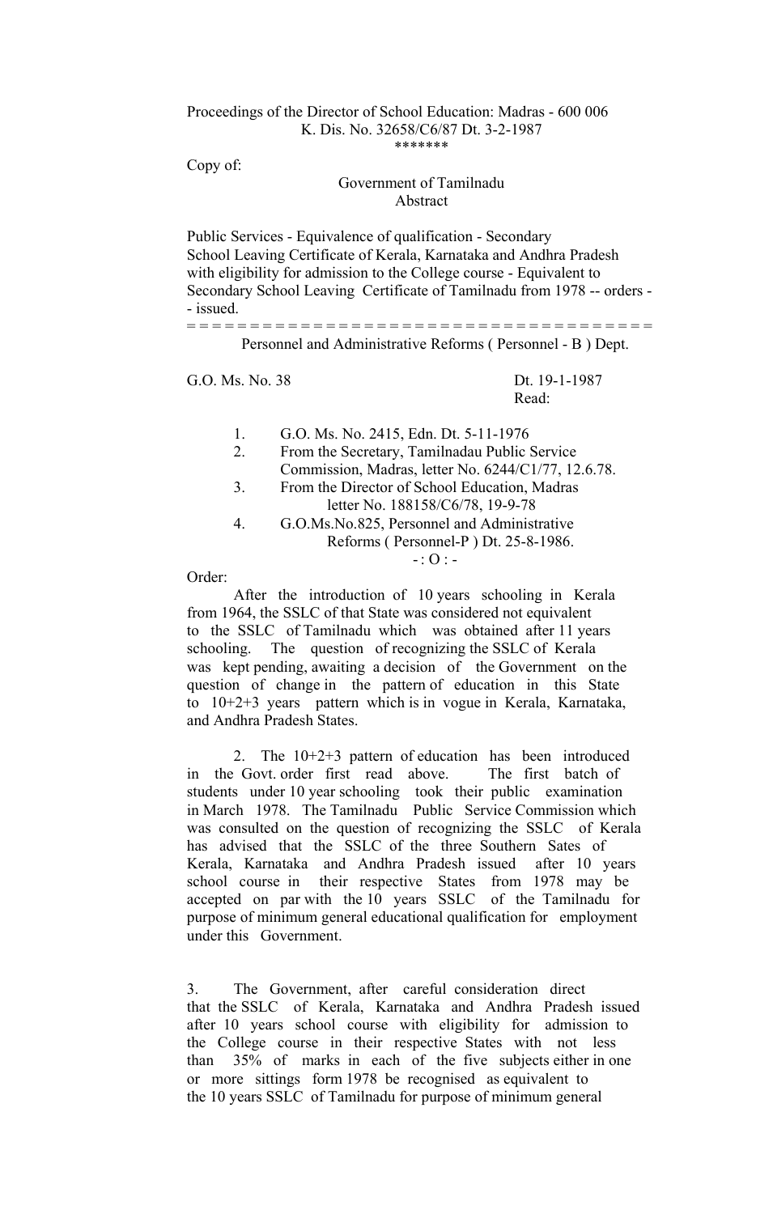Proceedings of the Director of School Education: Madras - 600 006
K. Dis. No. 32658/C6/87 Dt. 3-2-1987

*******

Copy of:

Government of Tamilnadu

Abstract

Public Services - Equivalence of qualification - Secondary School Leaving Certificate of Kerala, Karnataka and Andhra Pradesh with eligibility for admission to the College course - Equivalent to Secondary School Leaving Certificate of Tamilnadu from 1978 -- orders -- issued.

= = = = = = = = = = = = = = = = = = = = = = = = = = = = = = = = = = = = =

Personnel and Administrative Reforms ( Personnel - B ) Dept.

G.O. Ms. No. 38 Dt. 19-1-1987

Read:

1. G.O. Ms. No. 2415, Edn. Dt. 5-11-1976
2. From the Secretary, Tamilnadau Public Service Commission, Madras, letter No. 6244/C1/77, 12.6.78.
3. From the Director of School Education, Madras letter No. 188158/C6/78, 19-9-78
4. G.O.Ms.No.825, Personnel and Administrative Reforms ( Personnel-P ) Dt. 25-8-1986.

- : O : -

Order:

After the introduction of 10 years schooling in Kerala from 1964, the SSLC of that State was considered not equivalent to the SSLC of Tamilnadu which was obtained after 11 years schooling. The question of recognizing the SSLC of Kerala was kept pending, awaiting a decision of the Government on the question of change in the pattern of education in this State to 10+2+3 years pattern which is in vogue in Kerala, Karnataka, and Andhra Pradesh States.

2. The 10+2+3 pattern of education has been introduced in the Govt. order first read above. The first batch of students under 10 year schooling took their public examination in March 1978. The Tamilnadu Public Service Commission which was consulted on the question of recognizing the SSLC of Kerala has advised that the SSLC of the three Southern Sates of Kerala, Karnataka and Andhra Pradesh issued after 10 years school course in their respective States from 1978 may be accepted on par with the 10 years SSLC of the Tamilnadu for purpose of minimum general educational qualification for employment under this Government.

3. The Government, after careful consideration direct that the SSLC of Kerala, Karnataka and Andhra Pradesh issued after 10 years school course with eligibility for admission to the College course in their respective States with not less than 35% of marks in each of the five subjects either in one or more sittings form 1978 be recognised as equivalent to the 10 years SSLC of Tamilnadu for purpose of minimum general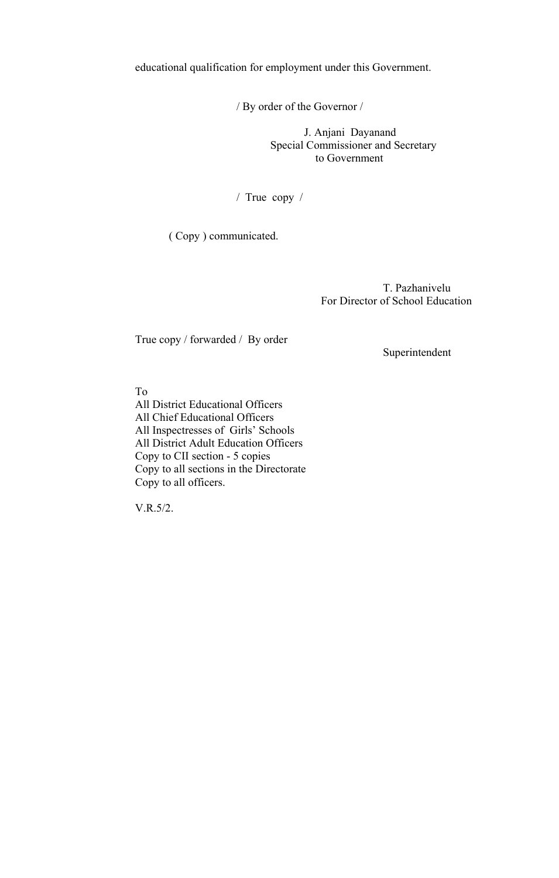educational qualification for employment under this Government.

/ By order of the Governor /

J. Anjani Dayanand
Special Commissioner and Secretary
to Government

/ True copy /

( Copy ) communicated.

T. Pazhanivelu
For Director of School Education

True copy / forwarded / By order

Superintendent

To
All District Educational Officers
All Chief Educational Officers
All Inspectresses of Girls' Schools
All District Adult Education Officers
Copy to CII section - 5 copies
Copy to all sections in the Directorate
Copy to all officers.

V.R.5/2.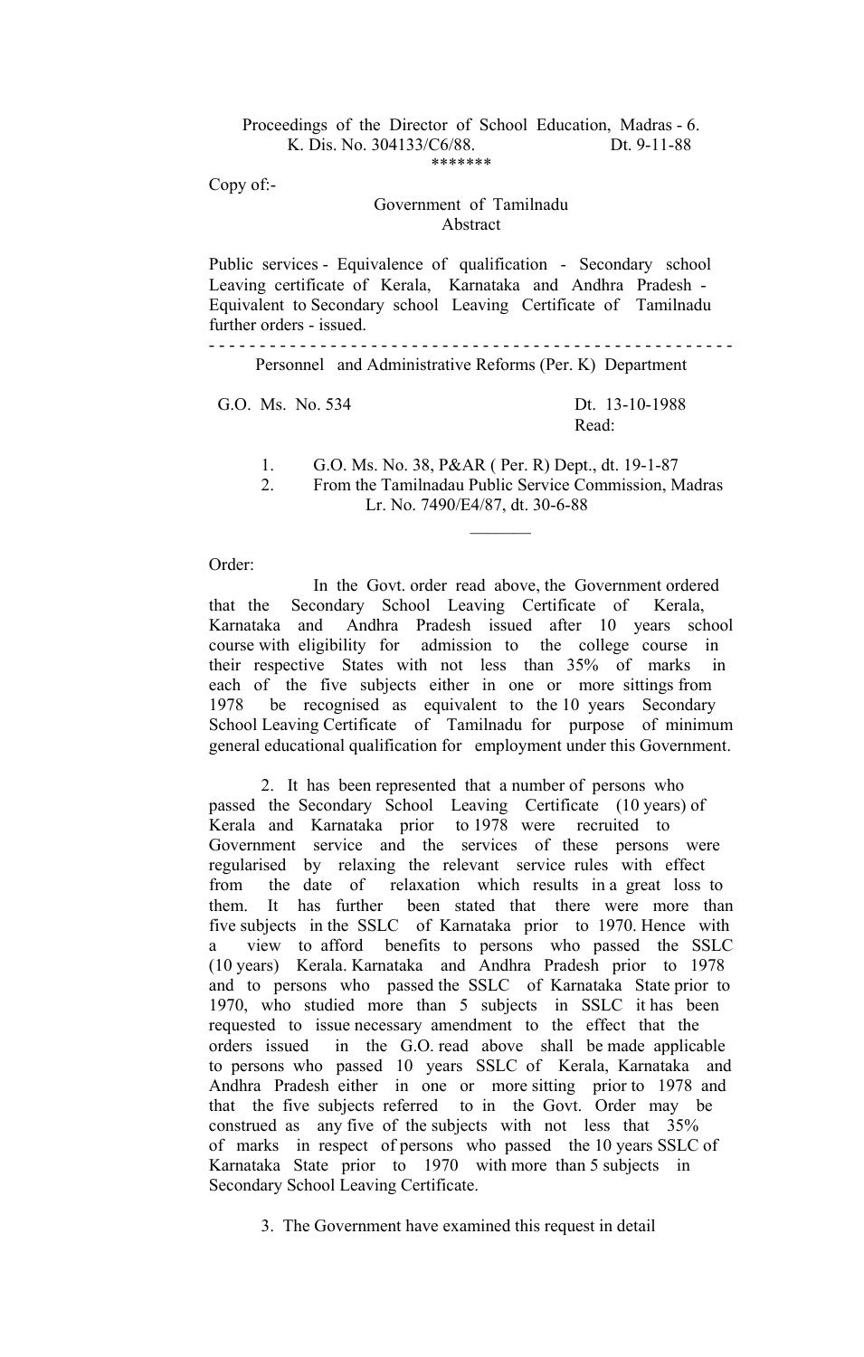Proceedings of the Director of School Education, Madras - 6.
K. Dis. No. 304133/C6/88. Dt. 9-11-88

*******

Copy of:-

Government of Tamilnadu
Abstract

Public services - Equivalence of qualification - Secondary school Leaving certificate of Kerala, Karnataka and Andhra Pradesh - Equivalent to Secondary school Leaving Certificate of Tamilnadu further orders - issued.

---

Personnel and Administrative Reforms (Per. K) Department

G.O. Ms. No. 534 Dt. 13-10-1988

Read:

1. G.O. Ms. No. 38, P&AR ( Per. R) Dept., dt. 19-1-87
2. From the Tamilnadau Public Service Commission, Madras Lr. No. 7490/E4/87, dt. 30-6-88

---

Order:

In the Govt. order read above, the Government ordered that the Secondary School Leaving Certificate of Kerala, Karnataka and Andhra Pradesh issued after 10 years school course with eligibility for admission to the college course in their respective States with not less than 35% of marks in each of the five subjects either in one or more sittings from 1978 be recognised as equivalent to the 10 years Secondary School Leaving Certificate of Tamilnadu for purpose of minimum general educational qualification for employment under this Government.

2. It has been represented that a number of persons who passed the Secondary School Leaving Certificate (10 years) of Kerala and Karnataka prior to 1978 were recruited to Government service and the services of these persons were regularised by relaxing the relevant service rules with effect from the date of relaxation which results in a great loss to them. It has further been stated that there were more than five subjects in the SSLC of Karnataka prior to 1970. Hence with a view to afford benefits to persons who passed the SSLC (10 years) Kerala. Karnataka and Andhra Pradesh prior to 1978 and to persons who passed the SSLC of Karnataka State prior to 1970, who studied more than 5 subjects in SSLC it has been requested to issue necessary amendment to the effect that the orders issued in the G.O. read above shall be made applicable to persons who passed 10 years SSLC of Kerala, Karnataka and Andhra Pradesh either in one or more sitting prior to 1978 and that the five subjects referred to in the Govt. Order may be construed as any five of the subjects with not less that 35% of marks in respect of persons who passed the 10 years SSLC of Karnataka State prior to 1970 with more than 5 subjects in Secondary School Leaving Certificate.

3. The Government have examined this request in detail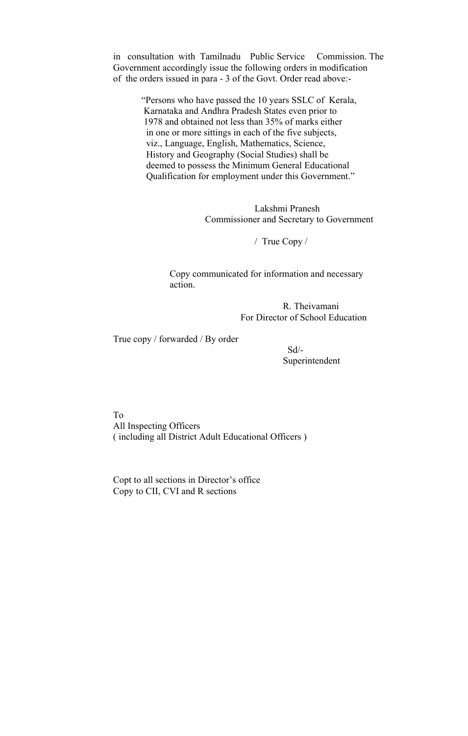in consultation with Tamilnadu Public Service Commission. The Government accordingly issue the following orders in modification of the orders issued in para - 3 of the Govt. Order read above:-

> "Persons who have passed the 10 years SSLC of Kerala, Karnataka and Andhra Pradesh States even prior to 1978 and obtained not less than 35% of marks either in one or more sittings in each of the five subjects, viz., Language, English, Mathematics, Science, History and Geography (Social Studies) shall be deemed to possess the Minimum General Educational Qualification for employment under this Government."

Lakshmi Pranesh
Commissioner and Secretary to Government

/ True Copy /

Copy communicated for information and necessary action.

R. Theivamani
For Director of School Education

True copy / forwarded / By order

Sd/-
Superintendent

To
All Inspecting Officers
( including all District Adult Educational Officers )

Copt to all sections in Director's office
Copy to CII, CVI and R sections